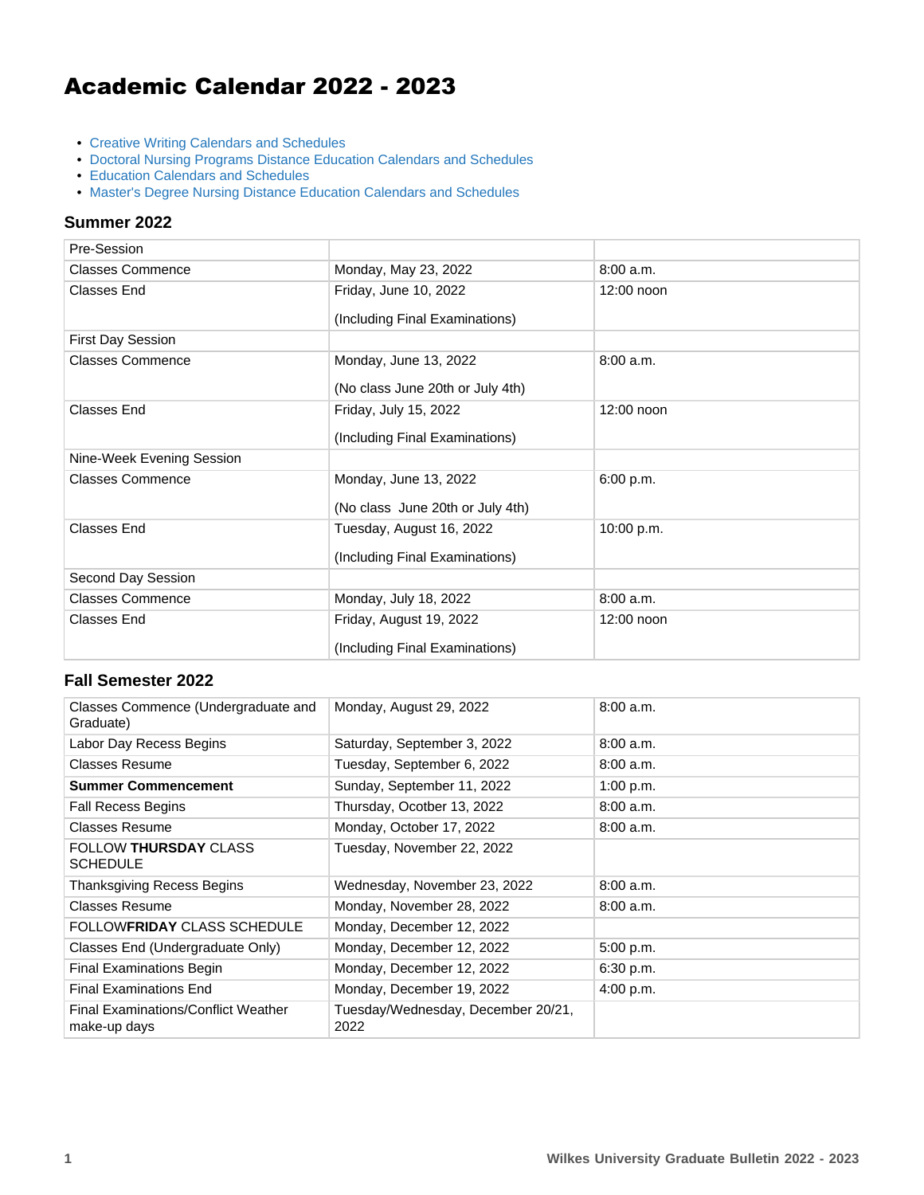# Academic Calendar 2022 - 2023

- Creative Writing Calendars and Schedules
- Doctoral Nursing Programs Distance Education Calendars and Schedules
- Education Calendars and Schedules
- Master's Degree Nursing Distance Education Calendars and Schedules

### Summer 2022

| | | |
|---|---|---|
| Pre-Session | | |
| Classes Commence | Monday, May 23, 2022 | 8:00 a.m. |
| Classes End | Friday, June 10, 2022<br><br>(Including Final Examinations) | 12:00 noon |
| First Day Session | | |
| Classes Commence | Monday, June 13, 2022<br><br>(No class June 20th or July 4th) | 8:00 a.m. |
| Classes End | Friday, July 15, 2022<br><br>(Including Final Examinations) | 12:00 noon |
| Nine-Week Evening Session | | |
| Classes Commence | Monday, June 13, 2022<br><br>(No class  June 20th or July 4th) | 6:00 p.m. |
| Classes End | Tuesday, August 16, 2022<br><br>(Including Final Examinations) | 10:00 p.m. |
| Second Day Session | | |
| Classes Commence | Monday, July 18, 2022 | 8:00 a.m. |
| Classes End | Friday, August 19, 2022<br><br>(Including Final Examinations) | 12:00 noon |

### Fall Semester 2022

| | | |
|---|---|---|
| Classes Commence (Undergraduate and Graduate) | Monday, August 29, 2022 | 8:00 a.m. |
| Labor Day Recess Begins | Saturday, September 3, 2022 | 8:00 a.m. |
| Classes Resume | Tuesday, September 6, 2022 | 8:00 a.m. |
| **Summer Commencement** | Sunday, September 11, 2022 | 1:00 p.m. |
| Fall Recess Begins | Thursday, Ocotber 13, 2022 | 8:00 a.m. |
| Classes Resume | Monday, October 17, 2022 | 8:00 a.m. |
| FOLLOW **THURSDAY** CLASS SCHEDULE | Tuesday, November 22, 2022 | |
| Thanksgiving Recess Begins | Wednesday, November 23, 2022 | 8:00 a.m. |
| Classes Resume | Monday, November 28, 2022 | 8:00 a.m. |
| FOLLOW**FRIDAY** CLASS SCHEDULE | Monday, December 12, 2022 | |
| Classes End (Undergraduate Only) | Monday, December 12, 2022 | 5:00 p.m. |
| Final Examinations Begin | Monday, December 12, 2022 | 6:30 p.m. |
| Final Examinations End | Monday, December 19, 2022 | 4:00 p.m. |
| Final Examinations/Conflict Weather make-up days | Tuesday/Wednesday, December 20/21, 2022 | |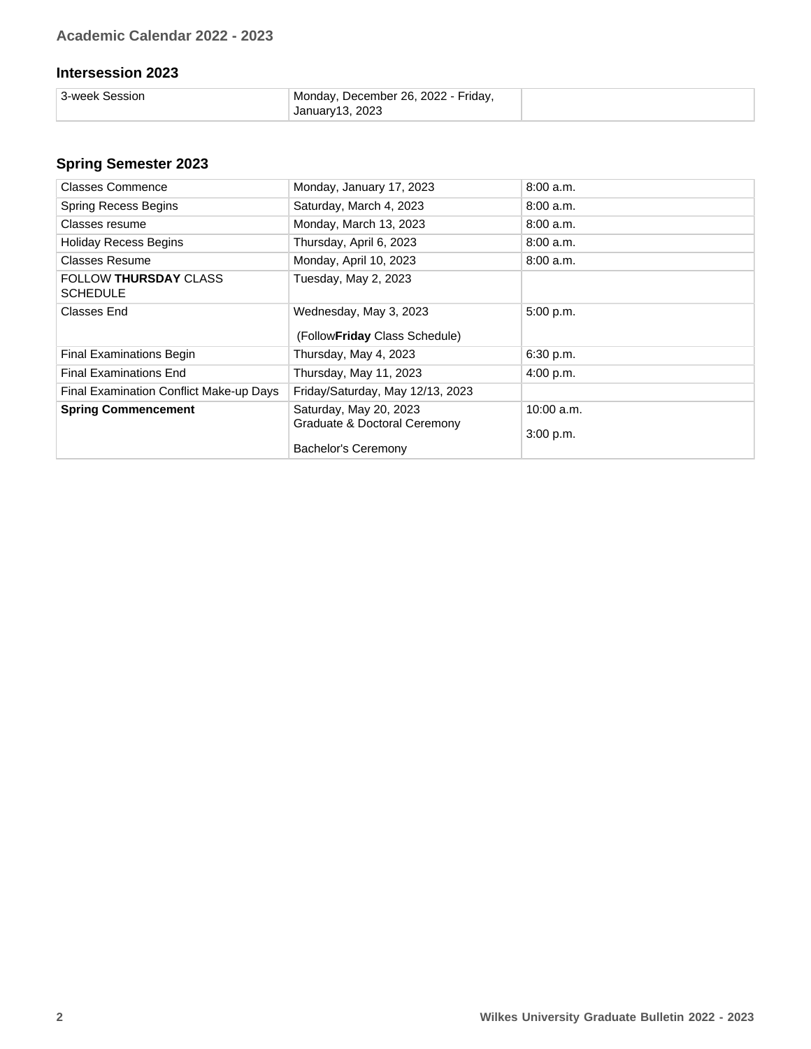## Academic Calendar 2022 - 2023

### Intersession 2023

| | | |
|---|---|---|
| 3-week Session | Monday, December 26, 2022 - Friday, January13, 2023 | |

### Spring Semester 2023

| | | |
|---|---|---|
| Classes Commence | Monday, January 17, 2023 | 8:00 a.m. |
| Spring Recess Begins | Saturday, March 4, 2023 | 8:00 a.m. |
| Classes resume | Monday, March 13, 2023 | 8:00 a.m. |
| Holiday Recess Begins | Thursday, April 6, 2023 | 8:00 a.m. |
| Classes Resume | Monday, April 10, 2023 | 8:00 a.m. |
| FOLLOW **THURSDAY** CLASS SCHEDULE | Tuesday, May 2, 2023 | |
| Classes End | Wednesday, May 3, 2023 (Follow**Friday** Class Schedule) | 5:00 p.m. |
| Final Examinations Begin | Thursday, May 4, 2023 | 6:30 p.m. |
| Final Examinations End | Thursday, May 11, 2023 | 4:00 p.m. |
| Final Examination Conflict Make-up Days | Friday/Saturday, May 12/13, 2023 | |
| **Spring Commencement** | Saturday, May 20, 2023 Graduate & Doctoral Ceremony Bachelor's Ceremony | 10:00 a.m. 3:00 p.m. |